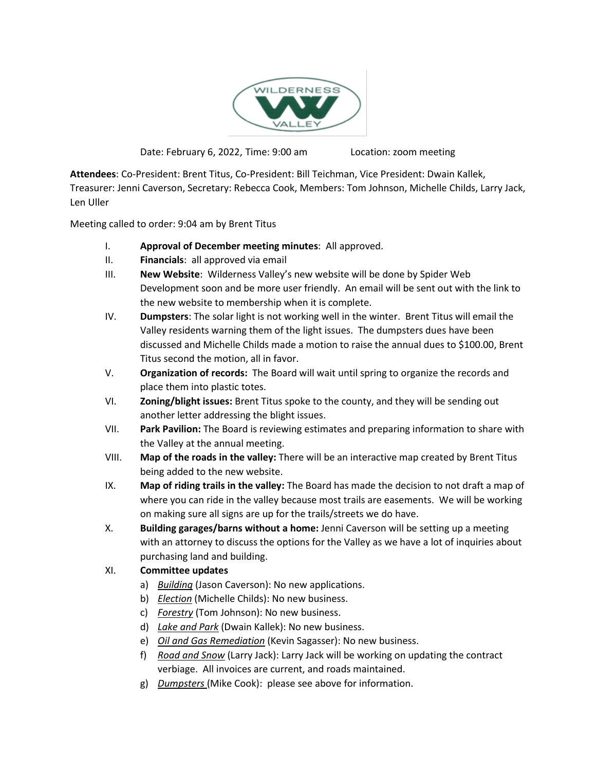Date: February 6, 2022, Time: 9:00 am Location: zoom meeting

**Attendees**: Co-President: Brent Titus, Co-President: Bill Teichman, Vice President: Dwain Kallek, Treasurer: Jenni Caverson, Secretary: Rebecca Cook, Members: Tom Johnson, Michelle Childs, Larry Jack, Len Uller

Meeting called to order: 9:04 am by Brent Titus

I. **Approval of December meeting minutes**: All approved.

II. **Financials**: all approved via email

III. **New Website**: Wilderness Valley's new website will be done by Spider Web Development soon and be more user friendly. An email will be sent out with the link to the new website to membership when it is complete.

IV. **Dumpsters**: The solar light is not working well in the winter. Brent Titus will email the Valley residents warning them of the light issues. The dumpsters dues have been discussed and Michelle Childs made a motion to raise the annual dues to $100.00, Brent Titus second the motion, all in favor.

V. **Organization of records:** The Board will wait until spring to organize the records and place them into plastic totes.

VI. **Zoning/blight issues:** Brent Titus spoke to the county, and they will be sending out another letter addressing the blight issues.

VII. **Park Pavilion:** The Board is reviewing estimates and preparing information to share with the Valley at the annual meeting.

VIII. **Map of the roads in the valley:** There will be an interactive map created by Brent Titus being added to the new website.

IX. **Map of riding trails in the valley:** The Board has made the decision to not draft a map of where you can ride in the valley because most trails are easements. We will be working on making sure all signs are up for the trails/streets we do have.

X. **Building garages/barns without a home:** Jenni Caverson will be setting up a meeting with an attorney to discuss the options for the Valley as we have a lot of inquiries about purchasing land and building.

XI. **Committee updates**

a) *Building* (Jason Caverson): No new applications.

b) *Election* (Michelle Childs): No new business.

c) *Forestry* (Tom Johnson): No new business.

d) *Lake and Park* (Dwain Kallek): No new business.

e) *Oil and Gas Remediation* (Kevin Sagasser): No new business.

f) *Road and Snow* (Larry Jack): Larry Jack will be working on updating the contract verbiage. All invoices are current, and roads maintained.

g) *Dumpsters* (Mike Cook): please see above for information.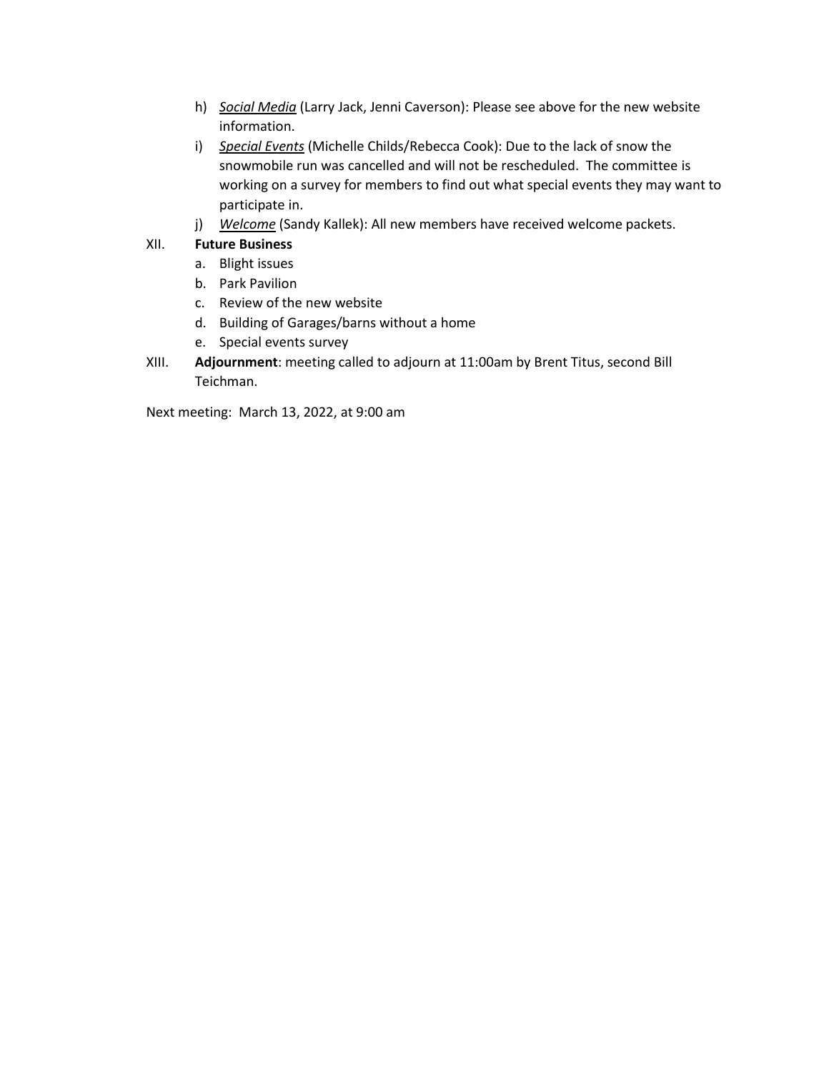h) *Social Media* (Larry Jack, Jenni Caverson): Please see above for the new website information.

i) *Special Events* (Michelle Childs/Rebecca Cook): Due to the lack of snow the snowmobile run was cancelled and will not be rescheduled. The committee is working on a survey for members to find out what special events they may want to participate in.

j) *Welcome* (Sandy Kallek): All new members have received welcome packets.

XII. **Future Business**

a. Blight issues
b. Park Pavilion
c. Review of the new website
d. Building of Garages/barns without a home
e. Special events survey

XIII. **Adjournment**: meeting called to adjourn at 11:00am by Brent Titus, second Bill Teichman.

Next meeting: March 13, 2022, at 9:00 am